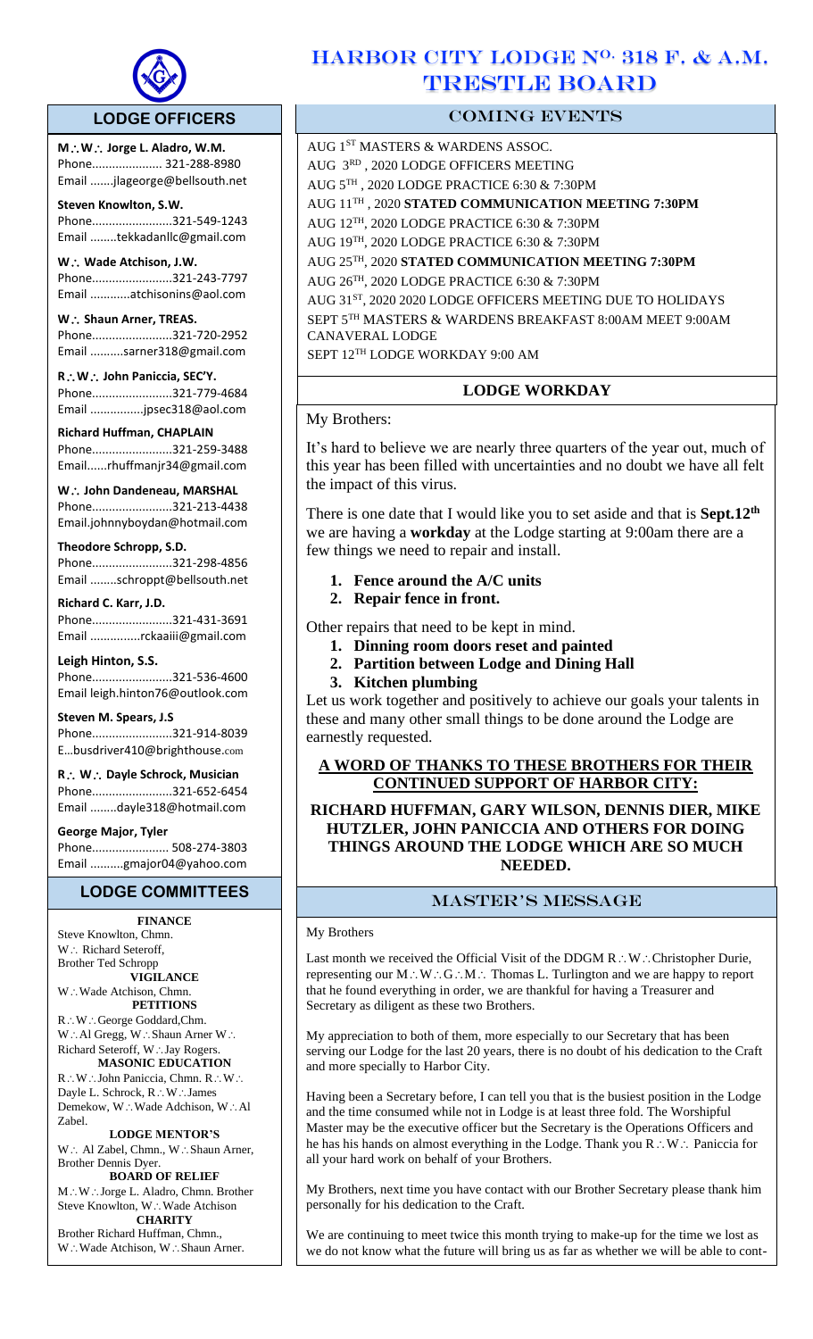# HARBOR CITY LODGE N$^{O.}$ 318 F. & A.M. TRESTLE BOARD

## LODGE OFFICERS

**M∴W∴ Jorge L. Aladro, W.M.**
Phone..................... 321-288-8980
Email .......jlageorge@bellsouth.net

**Steven Knowlton, S.W.**
Phone........................321-549-1243
Email ........tekkadanllc@gmail.com

**W∴ Wade Atchison, J.W.**
Phone........................321-243-7797
Email ............atchisonins@aol.com

**W∴ Shaun Arner, TREAS.**
Phone........................321-720-2952
Email ..........sarner318@gmail.com

**R∴W∴ John Paniccia, SEC'Y.**
Phone........................321-779-4684
Email ................jpsec318@aol.com

**Richard Huffman, CHAPLAIN**
Phone........................321-259-3488
Email......rhuffmanjr34@gmail.com

**W∴ John Dandeneau, MARSHAL**
Phone........................321-213-4438
Email.johnnyboydan@hotmail.com

**Theodore Schropp, S.D.**
Phone........................321-298-4856
Email ........schroppt@bellsouth.net

**Richard C. Karr, J.D.**
Phone........................321-431-3691
Email ...............rckaaiii@gmail.com

**Leigh Hinton, S.S.**
Phone........................321-536-4600
Email leigh.hinton76@outlook.com

**Steven M. Spears, J.S**
Phone........................321-914-8039
E...busdriver410@brighthouse.com

**R∴ W∴ Dayle Schrock, Musician**
Phone........................321-652-6454
Email ........dayle318@hotmail.com

**George Major, Tyler**
Phone....................... 508-274-3803
Email ..........gmajor04@yahoo.com

## LODGE COMMITTEES

**FINANCE**
Steve Knowlton, Chmn.
W∴ Richard Seteroff,
Brother Ted Schropp

**VIGILANCE**
W∴Wade Atchison, Chmn.

**PETITIONS**
R∴W∴George Goddard,Chm.
W∴Al Gregg, W∴Shaun Arner W∴ Richard Seteroff, W∴Jay Rogers.

**MASONIC EDUCATION**
R∴W∴John Paniccia, Chmn. R∴W∴ Dayle L. Schrock, R∴W∴James Demekow, W∴Wade Adchison, W∴Al Zabel.

**LODGE MENTOR'S**
W∴ Al Zabel, Chmn., W∴Shaun Arner, Brother Dennis Dyer.

**BOARD OF RELIEF**
M∴W∴Jorge L. Aladro, Chmn. Brother Steve Knowlton, W∴Wade Atchison

**CHARITY**
Brother Richard Huffman, Chmn., W∴Wade Atchison, W∴Shaun Arner.

## COMING EVENTS

AUG 1$^{ST}$ MASTERS & WARDENS ASSOC.
AUG 3$^{RD}$ , 2020 LODGE OFFICERS MEETING
AUG 5$^{TH}$ , 2020 LODGE PRACTICE 6:30 & 7:30PM
AUG 11$^{TH}$ , 2020 **STATED COMMUNICATION MEETING 7:30PM**
AUG 12$^{TH}$, 2020 LODGE PRACTICE 6:30 & 7:30PM
AUG 19$^{TH}$, 2020 LODGE PRACTICE 6:30 & 7:30PM
AUG 25$^{TH}$, 2020 **STATED COMMUNICATION MEETING 7:30PM**
AUG 26$^{TH}$, 2020 LODGE PRACTICE 6:30 & 7:30PM
AUG 31$^{ST}$, 2020 2020 LODGE OFFICERS MEETING DUE TO HOLIDAYS
SEPT 5$^{TH}$ MASTERS & WARDENS BREAKFAST 8:00AM MEET 9:00AM CANAVERAL LODGE
SEPT 12$^{TH}$ LODGE WORKDAY 9:00 AM

## LODGE WORKDAY

My Brothers:

It's hard to believe we are nearly three quarters of the year out, much of this year has been filled with uncertainties and no doubt we have all felt the impact of this virus.

There is one date that I would like you to set aside and that is **Sept.12$^{th}$** we are having a **workday** at the Lodge starting at 9:00am there are a few things we need to repair and install.

1. **Fence around the A/C units**
2. **Repair fence in front.**

Other repairs that need to be kept in mind.

1. **Dinning room doors reset and painted**
2. **Partition between Lodge and Dining Hall**
3. **Kitchen plumbing**

Let us work together and positively to achieve our goals your talents in these and many other small things to be done around the Lodge are earnestly requested.

**A WORD OF THANKS TO THESE BROTHERS FOR THEIR CONTINUED SUPPORT OF HARBOR CITY:**

**RICHARD HUFFMAN, GARY WILSON, DENNIS DIER, MIKE HUTZLER, JOHN PANICCIA AND OTHERS FOR DOING THINGS AROUND THE LODGE WHICH ARE SO MUCH NEEDED.**

## MASTER'S MESSAGE

My Brothers

Last month we received the Official Visit of the DDGM R∴W∴Christopher Durie, representing our M∴W∴G∴M∴ Thomas L. Turlington and we are happy to report that he found everything in order, we are thankful for having a Treasurer and Secretary as diligent as these two Brothers.

My appreciation to both of them, more especially to our Secretary that has been serving our Lodge for the last 20 years, there is no doubt of his dedication to the Craft and more specially to Harbor City.

Having been a Secretary before, I can tell you that is the busiest position in the Lodge and the time consumed while not in Lodge is at least three fold. The Worshipful Master may be the executive officer but the Secretary is the Operations Officers and he has his hands on almost everything in the Lodge. Thank you R∴W∴ Paniccia for all your hard work on behalf of your Brothers.

My Brothers, next time you have contact with our Brother Secretary please thank him personally for his dedication to the Craft.

We are continuing to meet twice this month trying to make-up for the time we lost as we do not know what the future will bring us as far as whether we will be able to cont-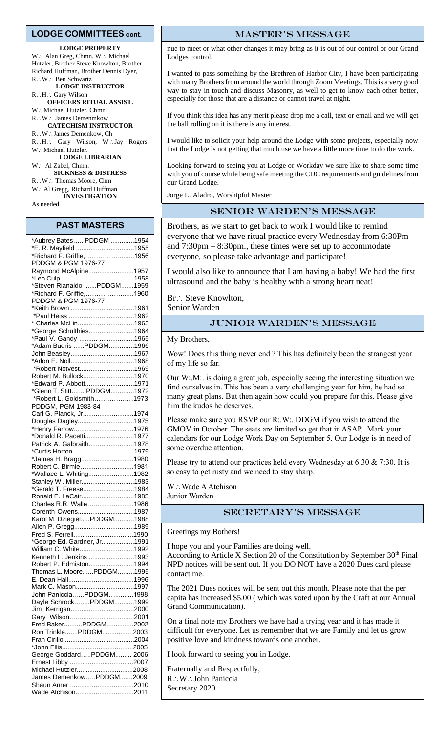## LODGE COMMITTEES cont.

**LODGE PROPERTY**

W∴ Alan Greg, Chmn. W∴ Michael Hutzler, Brother Steve Knowlton, Brother Richard Huffman, Brother Dennis Dyer, R∴W∴ Ben Schwartz

**LODGE INSTRUCTOR**

R∴H∴ Gary Wilson

**OFFICERS RITUAL ASSIST.**

W∴Michael Hutzler, Chmn.
R∴W∴ James Demenmkow

**CATECHISM INSTRUCTOR**

R∴W∴James Demenkow, Ch
R∴H∴ Gary Wilson, W∴Jay Rogers, W∴Michael Hutzler.

**LODGE LIBRARIAN**

W∴ Al Zabel, Chmn.

**SICKNESS & DISTRESS**

R∴W∴ Thomas Moore, Chm
W∴Al Gregg, Richard Huffman

**INVESTIGATION**

As needed

## PAST MASTERS

| | |
|---|---|
| *Aubrey Bates….. PDDGM | 1954 |
| *E. R. Mayfield | 1955 |
| *Richard F. Griffie, | 1956 |
| PDDGM & PGM 1976-77 | |
| Raymond McAlpine | 1957 |
| *Leo Culp | 1958 |
| *Steven Rianaldo …….PDDGM | 1959 |
| *Richard F. Griffie, | 1960 |
| PDDGM & PGM 1976-77 | |
| *Keith Brown | 1961 |
| *Paul Heiss | 1962 |
| * Charles McLin | 1963 |
| *George Schulthies | 1964 |
| *Paul V. Gandy | 1965 |
| *Adam Budris ……PDDGM | 1966 |
| John Beasley | 1967 |
| *Arlon E. Noll | 1968 |
| *Robert Notvest | 1969 |
| Robert M. Bullock | 1970 |
| *Edward P. Abbott | 1971 |
| *Glenn T. Stitt……..PDDGM | 1972 |
| *Robert L. Goldsmith | 1973 |
| PDDGM, PGM 1983-84 | |
| Carl G. Planck, Jr | 1974 |
| Douglas Dagley | 1975 |
| *Henry Farrow | 1976 |
| *Donald R. Pacetti | 1977 |
| Patrick A. Galbraith | 1978 |
| *Curtis Horton | 1979 |
| *James H. Bragg | 1980 |
| Robert C. Birmie | 1981 |
| *Wallace L. Whiting | 1982 |
| Stanley W . Miller | 1983 |
| *Gerald T. Freese | 1984 |
| Ronald E. LaCair | 1985 |
| Charles R.R. Walle | 1986 |
| Corenth Owens | 1987 |
| Karol M. Dziegiel…..PDDGM | 1988 |
| Allen P. Gregg | 1989 |
| Fred S. Ferrell | 1990 |
| *George Ed. Gardner, Jr | 1991 |
| William C. White | 1992 |
| Kenneth L. Jenkins | 1993 |
| Robert P. Edmiston | 1994 |
| Thomas L. Moore……PDDGM | 1995 |
| E. Dean Hall | 1996 |
| Mark C. Mason | 1997 |
| John Paniccia……PDDGM | 1998 |
| Dayle Schrock……..PDDGM | 1999 |
| Jim Kerrigan | 2000 |
| Gary Wilson | 2001 |
| Fred Baker……….PDDGM | 2002 |
| Ron Trinkle…….PDDGM | 2003 |
| Fran Cirillo | 2004 |
| *John Ellis | 2005 |
| George Goddard…..PDDGM | 2006 |
| Ernest Libby | 2007 |
| Michael Hutzler | 2008 |
| James Demenkow…..PDDGM | 2009 |
| Shaun Arner | 2010 |
| Wade Atchison | 2011 |

## MASTER'S MESSAGE

nue to meet or what other changes it may bring as it is out of our control or our Grand Lodges control.

I wanted to pass something by the Brethren of Harbor City, I have been participating with many Brothers from around the world through Zoom Meetings. This is a very good way to stay in touch and discuss Masonry, as well to get to know each other better, especially for those that are a distance or cannot travel at night.

If you think this idea has any merit please drop me a call, text or email and we will get the ball rolling on it is there is any interest.

I would like to solicit your help around the Lodge with some projects, especially now that the Lodge is not getting that much use we have a little more time to do the work.

Looking forward to seeing you at Lodge or Workday we sure like to share some time with you of course while being safe meeting the CDC requirements and guidelines from our Grand Lodge.

Jorge L. Aladro, Worshipful Master

## SENIOR WARDEN'S MESSAGE

Brothers, as we start to get back to work I would like to remind everyone that we have ritual practice every Wednesday from 6:30Pm and 7:30pm – 8:30pm., these times were set up to accommodate everyone, so please take advantage and participate!

I would also like to announce that I am having a baby! We had the first ultrasound and the baby is healthy with a strong heart neat!

Br∴ Steve Knowlton,
Senior Warden

## JUNIOR WARDEN'S MESSAGE

My Brothers,

Wow! Does this thing never end ? This has definitely been the strangest year of my life so far.

Our W:.M:. is doing a great job, especially seeing the interesting situation we find ourselves in. This has been a very challenging year for him, he had so many great plans. But then again how could you prepare for this. Please give him the kudos he deserves.

Please make sure you RSVP our R:.W:. DDGM if you wish to attend the GMOV in October. The seats are limited so get that in ASAP. Mark your calendars for our Lodge Work Day on September 5. Our Lodge is in need of some overdue attention.

Please try to attend our practices held every Wednesday at 6:30 & 7:30. It is so easy to get rusty and we need to stay sharp.

W∴Wade A Atchison
Junior Warden

## SECRETARY'S MESSAGE

Greetings my Bothers!

I hope you and your Families are doing well.
According to Article X Section 20 of the Constitution by September 30th Final NPD notices will be sent out. If you DO NOT have a 2020 Dues card please contact me.

The 2021 Dues notices will be sent out this month. Please note that the per capita has increased $5.00 ( which was voted upon by the Craft at our Annual Grand Communication).

On a final note my Brothers we have had a trying year and it has made it difficult for everyone. Let us remember that we are Family and let us grow positive love and kindness towards one another.

I look forward to seeing you in Lodge.

Fraternally and Respectfully,
R∴W∴John Paniccia
Secretary 2020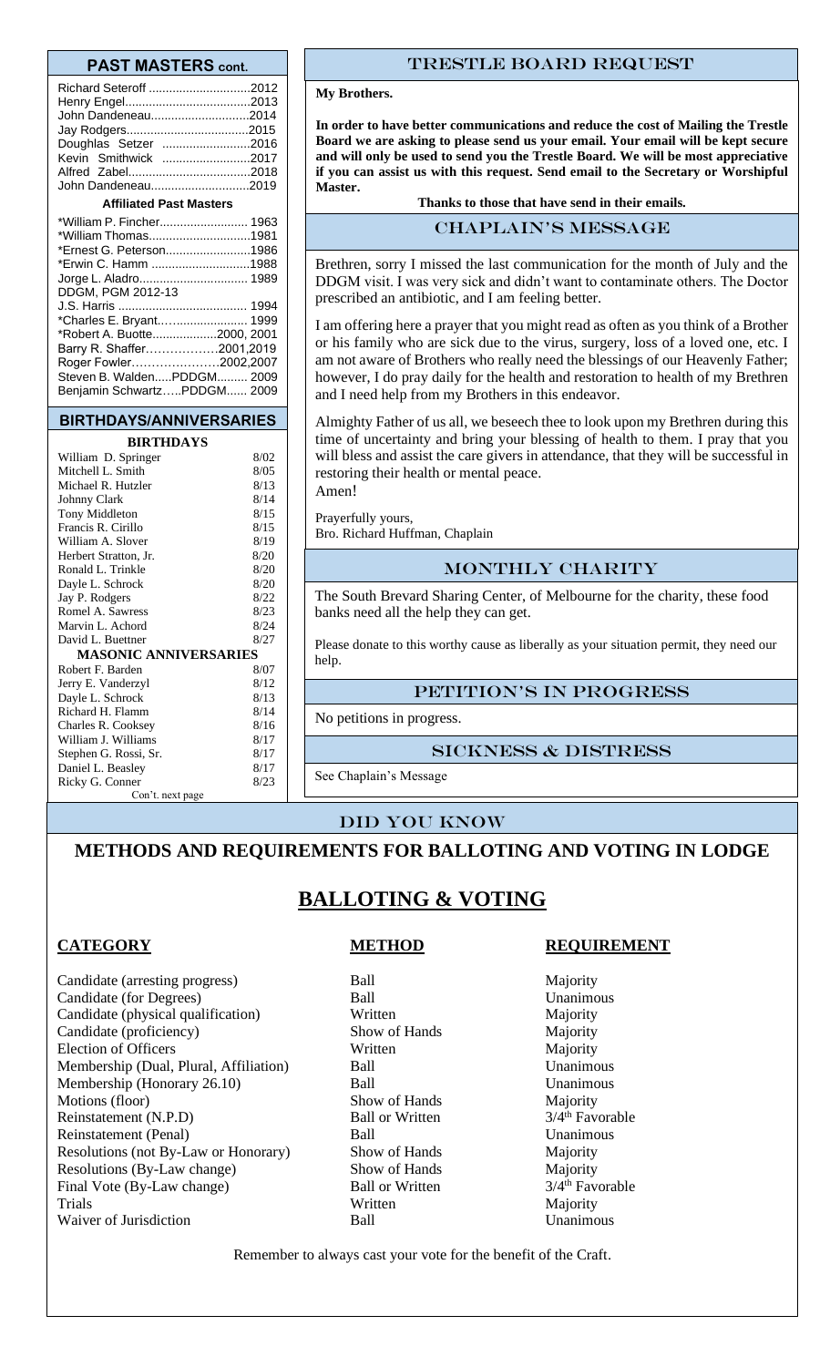## PAST MASTERS cont.

| | |
|---|---|
| Richard Seteroff | 2012 |
| Henry Engel | 2013 |
| John Dandeneau | 2014 |
| Jay Rodgers | 2015 |
| Doughlas Setzer | 2016 |
| Kevin Smithwick | 2017 |
| Alfred Zabel | 2018 |
| John Dandeneau | 2019 |

### Affiliated Past Masters

| | |
|---|---|
| *William P. Fincher | 1963 |
| *William Thomas | 1981 |
| *Ernest G. Peterson | 1986 |
| *Erwin C. Hamm | 1988 |
| Jorge L. Aladro | 1989 |
| DDGM, PGM 2012-13 | |
| J.S. Harris | 1994 |
| *Charles E. Bryant | 1999 |
| *Robert A. Buotte | 2000, 2001 |
| Barry R. Shaffer | 2001,2019 |
| Roger Fowler | 2002,2007 |
| Steven B. Walden.....PDDGM | 2009 |
| Benjamin Schwartz.....PDDGM | 2009 |

## BIRTHDAYS/ANNIVERSARIES

### BIRTHDAYS

| | |
|---|---|
| William D. Springer | 8/02 |
| Mitchell L. Smith | 8/05 |
| Michael R. Hutzler | 8/13 |
| Johnny Clark | 8/14 |
| Tony Middleton | 8/15 |
| Francis R. Cirillo | 8/15 |
| William A. Slover | 8/19 |
| Herbert Stratton, Jr. | 8/20 |
| Ronald L. Trinkle | 8/20 |
| Dayle L. Schrock | 8/20 |
| Jay P. Rodgers | 8/22 |
| Romel A. Sawress | 8/23 |
| Marvin L. Achord | 8/24 |
| David L. Buettner | 8/27 |

### MASONIC ANNIVERSARIES

| | |
|---|---|
| Robert F. Barden | 8/07 |
| Jerry E. Vanderzyl | 8/12 |
| Dayle L. Schrock | 8/13 |
| Richard H. Flamm | 8/14 |
| Charles R. Cooksey | 8/16 |
| William J. Williams | 8/17 |
| Stephen G. Rossi, Sr. | 8/17 |
| Daniel L. Beasley | 8/17 |
| Ricky G. Conner | 8/23 |

Con't. next page

## TRESTLE BOARD REQUEST

**My Brothers.**

**In order to have better communications and reduce the cost of Mailing the Trestle Board we are asking to please send us your email. Your email will be kept secure and will only be used to send you the Trestle Board. We will be most appreciative if you can assist us with this request. Send email to the Secretary or Worshipful Master.**

**Thanks to those that have send in their emails.**

## CHAPLAIN'S MESSAGE

Brethren, sorry I missed the last communication for the month of July and the DDGM visit. I was very sick and didn't want to contaminate others. The Doctor prescribed an antibiotic, and I am feeling better.

I am offering here a prayer that you might read as often as you think of a Brother or his family who are sick due to the virus, surgery, loss of a loved one, etc. I am not aware of Brothers who really need the blessings of our Heavenly Father; however, I do pray daily for the health and restoration to health of my Brethren and I need help from my Brothers in this endeavor.

Almighty Father of us all, we beseech thee to look upon my Brethren during this time of uncertainty and bring your blessing of health to them. I pray that you will bless and assist the care givers in attendance, that they will be successful in restoring their health or mental peace.
Amen!

Prayerfully yours,
Bro. Richard Huffman, Chaplain

## MONTHLY CHARITY

The South Brevard Sharing Center, of Melbourne for the charity, these food banks need all the help they can get.

Please donate to this worthy cause as liberally as your situation permit, they need our help.

## PETITION'S IN PROGRESS

No petitions in progress.

## SICKNESS & DISTRESS

See Chaplain's Message

## DID YOU KNOW

### METHODS AND REQUIREMENTS FOR BALLOTING AND VOTING IN LODGE

## BALLOTING & VOTING

| **CATEGORY** | **METHOD** | **REQUIREMENT** |
|---|---|---|
| Candidate (arresting progress) | Ball | Majority |
| Candidate (for Degrees) | Ball | Unanimous |
| Candidate (physical qualification) | Written | Majority |
| Candidate (proficiency) | Show of Hands | Majority |
| Election of Officers | Written | Majority |
| Membership (Dual, Plural, Affiliation) | Ball | Unanimous |
| Membership (Honorary 26.10) | Ball | Unanimous |
| Motions (floor) | Show of Hands | Majority |
| Reinstatement (N.P.D) | Ball or Written | 3/4th Favorable |
| Reinstatement (Penal) | Ball | Unanimous |
| Resolutions (not By-Law or Honorary) | Show of Hands | Majority |
| Resolutions (By-Law change) | Show of Hands | Majority |
| Final Vote (By-Law change) | Ball or Written | 3/4th Favorable |
| Trials | Written | Majority |
| Waiver of Jurisdiction | Ball | Unanimous |

Remember to always cast your vote for the benefit of the Craft.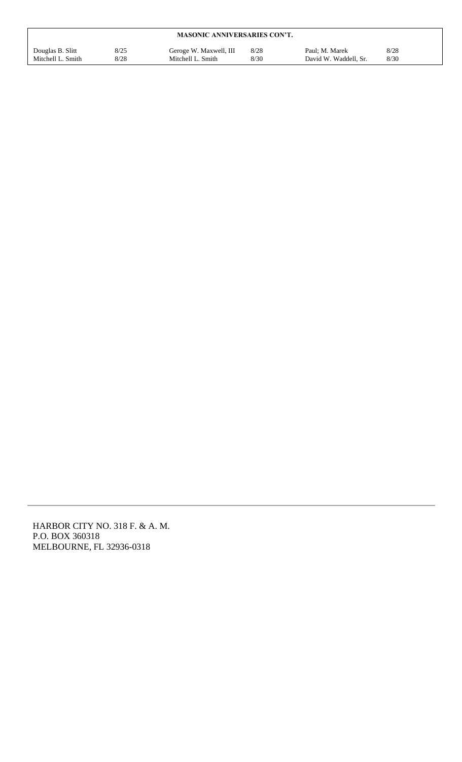**MASONIC ANNIVERSARIES CON'T.**

| | | | | | |
|---|---|---|---|---|---|
| Douglas B. Slitt | 8/25 | Geroge W. Maxwell, III | 8/28 | Paul; M. Marek | 8/28 |
| Mitchell L. Smith | 8/28 | Mitchell L. Smith | 8/30 | David W. Waddell, Sr. | 8/30 |

---

HARBOR CITY NO. 318 F. & A. M.
P.O. BOX 360318
MELBOURNE, FL 32936-0318